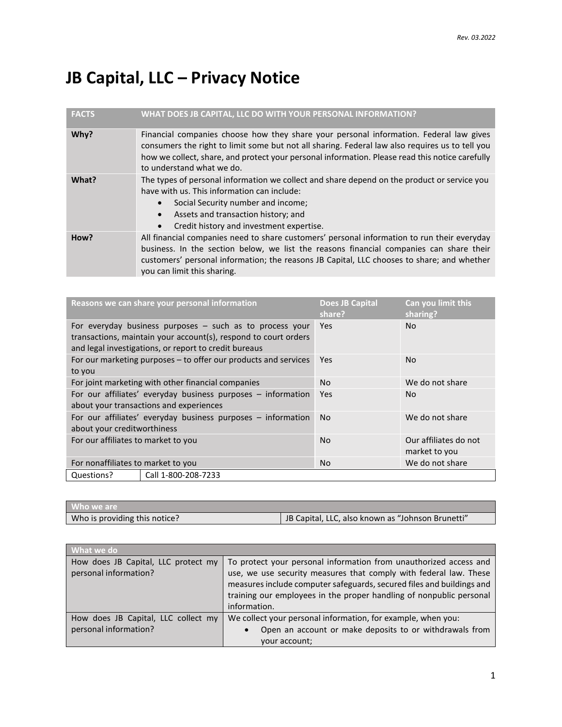*Rev. 03.2022*

# JB Capital, LLC – Privacy Notice

| FACTS | WHAT DOES JB CAPITAL, LLC DO WITH YOUR PERSONAL INFORMATION? |
|---|---|
| **Why?** | Financial companies choose how they share your personal information. Federal law gives consumers the right to limit some but not all sharing. Federal law also requires us to tell you how we collect, share, and protect your personal information. Please read this notice carefully to understand what we do. |
| **What?** | The types of personal information we collect and share depend on the product or service you have with us. This information can include: <br>• Social Security number and income; <br>• Assets and transaction history; and <br>• Credit history and investment expertise. |
| **How?** | All financial companies need to share customers' personal information to run their everyday business. In the section below, we list the reasons financial companies can share their customers' personal information; the reasons JB Capital, LLC chooses to share; and whether you can limit this sharing. |

| Reasons we can share your personal information | Does JB Capital share? | Can you limit this sharing? |
|---|---|---|
| For everyday business purposes – such as to process your transactions, maintain your account(s), respond to court orders and legal investigations, or report to credit bureaus | Yes | No |
| For our marketing purposes – to offer our products and services to you | Yes | No |
| For joint marketing with other financial companies | No | We do not share |
| For our affiliates' everyday business purposes – information about your transactions and experiences | Yes | No |
| For our affiliates' everyday business purposes – information about your creditworthiness | No | We do not share |
| For our affiliates to market to you | No | Our affiliates do not market to you |
| For nonaffiliates to market to you | No | We do not share |
| Questions? | Call 1-800-208-7233 | |

| Who we are | |
|---|---|
| Who is providing this notice? | JB Capital, LLC, also known as "Johnson Brunetti" |

| What we do | |
|---|---|
| How does JB Capital, LLC protect my personal information? | To protect your personal information from unauthorized access and use, we use security measures that comply with federal law. These measures include computer safeguards, secured files and buildings and training our employees in the proper handling of nonpublic personal information. |
| How does JB Capital, LLC collect my personal information? | We collect your personal information, for example, when you: <br>• Open an account or make deposits to or withdrawals from your account; |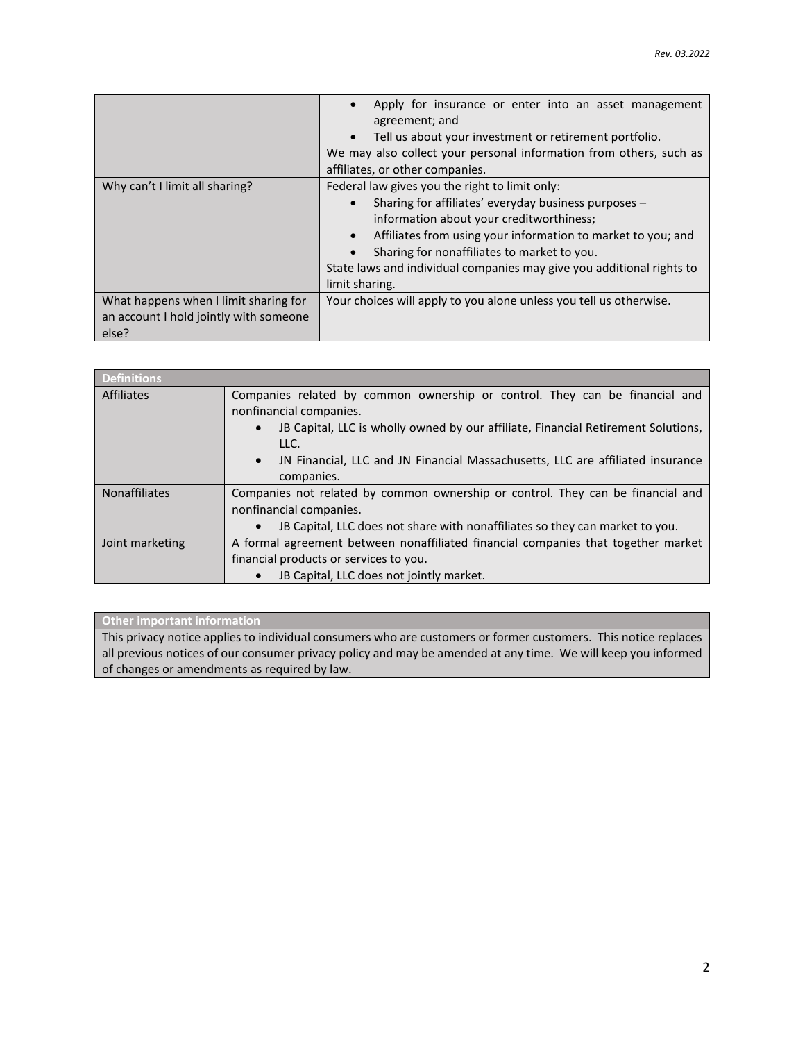| | |
|---|---|
| | • Apply for insurance or enter into an asset management agreement; and<br>• Tell us about your investment or retirement portfolio.<br>We may also collect your personal information from others, such as affiliates, or other companies. |
| Why can't I limit all sharing? | Federal law gives you the right to limit only:<br>• Sharing for affiliates' everyday business purposes – information about your creditworthiness;<br>• Affiliates from using your information to market to you; and<br>• Sharing for nonaffiliates to market to you.<br>State laws and individual companies may give you additional rights to limit sharing. |
| What happens when I limit sharing for an account I hold jointly with someone else? | Your choices will apply to you alone unless you tell us otherwise. |

| Definitions | |
|---|---|
| Affiliates | Companies related by common ownership or control. They can be financial and nonfinancial companies.<br>• JB Capital, LLC is wholly owned by our affiliate, Financial Retirement Solutions, LLC.<br>• JN Financial, LLC and JN Financial Massachusetts, LLC are affiliated insurance companies. |
| Nonaffiliates | Companies not related by common ownership or control. They can be financial and nonfinancial companies.<br>• JB Capital, LLC does not share with nonaffiliates so they can market to you. |
| Joint marketing | A formal agreement between nonaffiliated financial companies that together market financial products or services to you.<br>• JB Capital, LLC does not jointly market. |

| Other important information |
|---|
| This privacy notice applies to individual consumers who are customers or former customers. This notice replaces all previous notices of our consumer privacy policy and may be amended at any time. We will keep you informed of changes or amendments as required by law. |